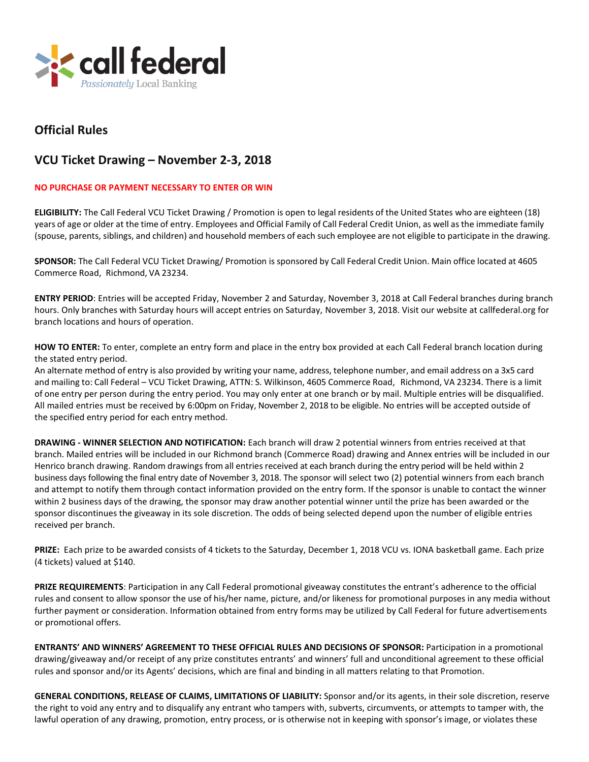call federal
*Passionately* Local Banking

## Official Rules

## VCU Ticket Drawing – November 2-3, 2018

**NO PURCHASE OR PAYMENT NECESSARY TO ENTER OR WIN**

**ELIGIBILITY:** The Call Federal VCU Ticket Drawing / Promotion is open to legal residents of the United States who are eighteen (18) years of age or older at the time of entry. Employees and Official Family of Call Federal Credit Union, as well as the immediate family (spouse, parents, siblings, and children) and household members of each such employee are not eligible to participate in the drawing.

**SPONSOR:** The Call Federal VCU Ticket Drawing/ Promotion is sponsored by Call Federal Credit Union. Main office located at 4605 Commerce Road, Richmond, VA 23234.

**ENTRY PERIOD**: Entries will be accepted Friday, November 2 and Saturday, November 3, 2018 at Call Federal branches during branch hours. Only branches with Saturday hours will accept entries on Saturday, November 3, 2018. Visit our website at callfederal.org for branch locations and hours of operation.

**HOW TO ENTER:** To enter, complete an entry form and place in the entry box provided at each Call Federal branch location during the stated entry period.
An alternate method of entry is also provided by writing your name, address, telephone number, and email address on a 3x5 card and mailing to: Call Federal – VCU Ticket Drawing, ATTN: S. Wilkinson, 4605 Commerce Road, Richmond, VA 23234. There is a limit of one entry per person during the entry period. You may only enter at one branch or by mail. Multiple entries will be disqualified. All mailed entries must be received by 6:00pm on Friday, November 2, 2018 to be eligible. No entries will be accepted outside of the specified entry period for each entry method.

**DRAWING - WINNER SELECTION AND NOTIFICATION:** Each branch will draw 2 potential winners from entries received at that branch. Mailed entries will be included in our Richmond branch (Commerce Road) drawing and Annex entries will be included in our Henrico branch drawing. Random drawings from all entries received at each branch during the entry period will be held within 2 business days following the final entry date of November 3, 2018. The sponsor will select two (2) potential winners from each branch and attempt to notify them through contact information provided on the entry form. If the sponsor is unable to contact the winner within 2 business days of the drawing, the sponsor may draw another potential winner until the prize has been awarded or the sponsor discontinues the giveaway in its sole discretion. The odds of being selected depend upon the number of eligible entries received per branch.

**PRIZE:** Each prize to be awarded consists of 4 tickets to the Saturday, December 1, 2018 VCU vs. IONA basketball game. Each prize (4 tickets) valued at $140.

**PRIZE REQUIREMENTS**: Participation in any Call Federal promotional giveaway constitutes the entrant's adherence to the official rules and consent to allow sponsor the use of his/her name, picture, and/or likeness for promotional purposes in any media without further payment or consideration. Information obtained from entry forms may be utilized by Call Federal for future advertisements or promotional offers.

**ENTRANTS' AND WINNERS' AGREEMENT TO THESE OFFICIAL RULES AND DECISIONS OF SPONSOR:** Participation in a promotional drawing/giveaway and/or receipt of any prize constitutes entrants' and winners' full and unconditional agreement to these official rules and sponsor and/or its Agents' decisions, which are final and binding in all matters relating to that Promotion.

**GENERAL CONDITIONS, RELEASE OF CLAIMS, LIMITATIONS OF LIABILITY:** Sponsor and/or its agents, in their sole discretion, reserve the right to void any entry and to disqualify any entrant who tampers with, subverts, circumvents, or attempts to tamper with, the lawful operation of any drawing, promotion, entry process, or is otherwise not in keeping with sponsor's image, or violates these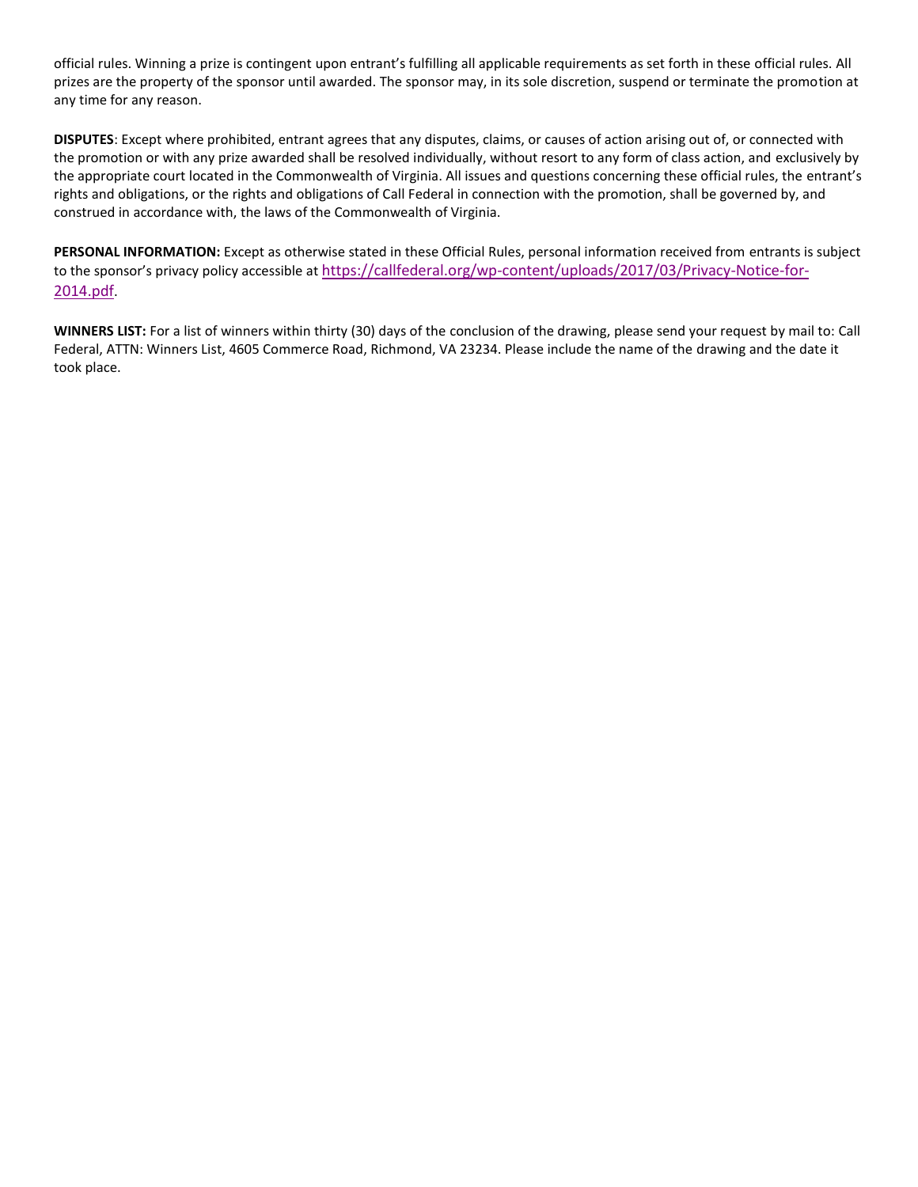official rules. Winning a prize is contingent upon entrant's fulfilling all applicable requirements as set forth in these official rules. All prizes are the property of the sponsor until awarded. The sponsor may, in its sole discretion, suspend or terminate the promotion at any time for any reason.

**DISPUTES**: Except where prohibited, entrant agrees that any disputes, claims, or causes of action arising out of, or connected with the promotion or with any prize awarded shall be resolved individually, without resort to any form of class action, and exclusively by the appropriate court located in the Commonwealth of Virginia. All issues and questions concerning these official rules, the entrant's rights and obligations, or the rights and obligations of Call Federal in connection with the promotion, shall be governed by, and construed in accordance with, the laws of the Commonwealth of Virginia.

**PERSONAL INFORMATION:** Except as otherwise stated in these Official Rules, personal information received from entrants is subject to the sponsor's privacy policy accessible at https://callfederal.org/wp-content/uploads/2017/03/Privacy-Notice-for-2014.pdf.

**WINNERS LIST:** For a list of winners within thirty (30) days of the conclusion of the drawing, please send your request by mail to: Call Federal, ATTN: Winners List, 4605 Commerce Road, Richmond, VA 23234. Please include the name of the drawing and the date it took place.